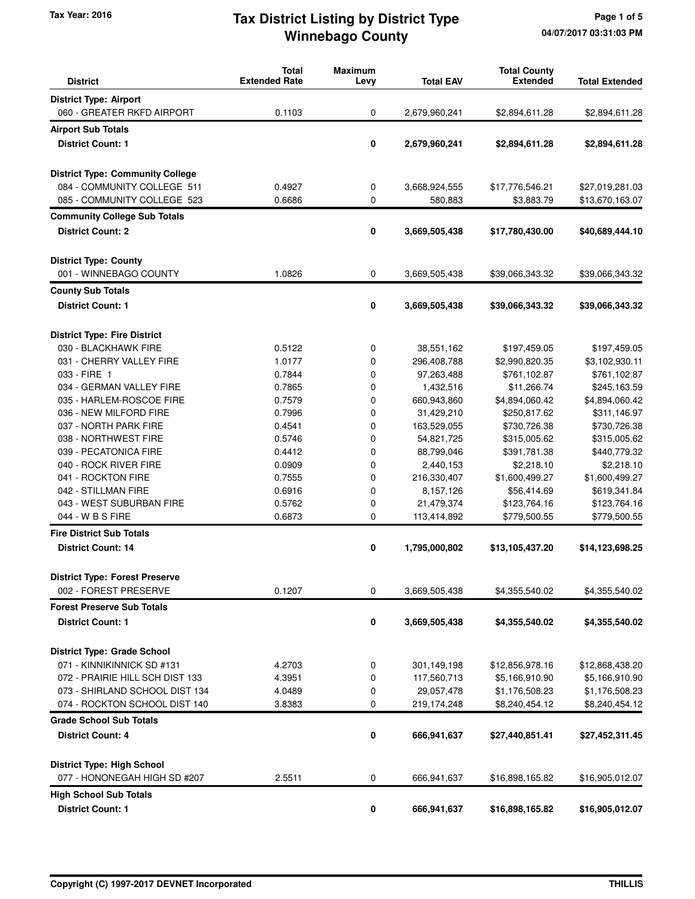# Tax District Listing by District Type
## Winnebago County

Tax Year: 2016

04/07/2017 03:31:03 PM

| District | Total Extended Rate | Maximum Levy | Total EAV | Total County Extended | Total Extended |
|---|---|---|---|---|---|
| **District Type: Airport** | | | | | |
| 060 - GREATER RKFD AIRPORT | 0.1103 | 0 | 2,679,960,241 | $2,894,611.28 | $2,894,611.28 |
| **Airport Sub Totals** | | | | | |
| **District Count: 1** | | **0** | **2,679,960,241** | **$2,894,611.28** | **$2,894,611.28** |
| **District Type: Community College** | | | | | |
| 084 - COMMUNITY COLLEGE 511 | 0.4927 | 0 | 3,668,924,555 | $17,776,546.21 | $27,019,281.03 |
| 085 - COMMUNITY COLLEGE 523 | 0.6686 | 0 | 580,883 | $3,883.79 | $13,670,163.07 |
| **Community College Sub Totals** | | | | | |
| **District Count: 2** | | **0** | **3,669,505,438** | **$17,780,430.00** | **$40,689,444.10** |
| **District Type: County** | | | | | |
| 001 - WINNEBAGO COUNTY | 1.0826 | 0 | 3,669,505,438 | $39,066,343.32 | $39,066,343.32 |
| **County Sub Totals** | | | | | |
| **District Count: 1** | | **0** | **3,669,505,438** | **$39,066,343.32** | **$39,066,343.32** |
| **District Type: Fire District** | | | | | |
| 030 - BLACKHAWK FIRE | 0.5122 | 0 | 38,551,162 | $197,459.05 | $197,459.05 |
| 031 - CHERRY VALLEY FIRE | 1.0177 | 0 | 296,408,788 | $2,990,820.35 | $3,102,930.11 |
| 033 - FIRE 1 | 0.7844 | 0 | 97,263,488 | $761,102.87 | $761,102.87 |
| 034 - GERMAN VALLEY FIRE | 0.7865 | 0 | 1,432,516 | $11,266.74 | $245,163.59 |
| 035 - HARLEM-ROSCOE FIRE | 0.7579 | 0 | 660,943,860 | $4,894,060.42 | $4,894,060.42 |
| 036 - NEW MILFORD FIRE | 0.7996 | 0 | 31,429,210 | $250,817.62 | $311,146.97 |
| 037 - NORTH PARK FIRE | 0.4541 | 0 | 163,529,055 | $730,726.38 | $730,726.38 |
| 038 - NORTHWEST FIRE | 0.5746 | 0 | 54,821,725 | $315,005.62 | $315,005.62 |
| 039 - PECATONICA FIRE | 0.4412 | 0 | 88,799,046 | $391,781.38 | $440,779.32 |
| 040 - ROCK RIVER FIRE | 0.0909 | 0 | 2,440,153 | $2,218.10 | $2,218.10 |
| 041 - ROCKTON FIRE | 0.7555 | 0 | 216,330,407 | $1,600,499.27 | $1,600,499.27 |
| 042 - STILLMAN FIRE | 0.6916 | 0 | 8,157,126 | $56,414.69 | $619,341.84 |
| 043 - WEST SUBURBAN FIRE | 0.5762 | 0 | 21,479,374 | $123,764.16 | $123,764.16 |
| 044 - W B S FIRE | 0.6873 | 0 | 113,414,892 | $779,500.55 | $779,500.55 |
| **Fire District Sub Totals** | | | | | |
| **District Count: 14** | | **0** | **1,795,000,802** | **$13,105,437.20** | **$14,123,698.25** |
| **District Type: Forest Preserve** | | | | | |
| 002 - FOREST PRESERVE | 0.1207 | 0 | 3,669,505,438 | $4,355,540.02 | $4,355,540.02 |
| **Forest Preserve Sub Totals** | | | | | |
| **District Count: 1** | | **0** | **3,669,505,438** | **$4,355,540.02** | **$4,355,540.02** |
| **District Type: Grade School** | | | | | |
| 071 - KINNIKINNICK SD #131 | 4.2703 | 0 | 301,149,198 | $12,856,978.16 | $12,868,438.20 |
| 072 - PRAIRIE HILL SCH DIST 133 | 4.3951 | 0 | 117,560,713 | $5,166,910.90 | $5,166,910.90 |
| 073 - SHIRLAND SCHOOL DIST 134 | 4.0489 | 0 | 29,057,478 | $1,176,508.23 | $1,176,508.23 |
| 074 - ROCKTON SCHOOL DIST 140 | 3.8383 | 0 | 219,174,248 | $8,240,454.12 | $8,240,454.12 |
| **Grade School Sub Totals** | | | | | |
| **District Count: 4** | | **0** | **666,941,637** | **$27,440,851.41** | **$27,452,311.45** |
| **District Type: High School** | | | | | |
| 077 - HONONEGAH HIGH SD #207 | 2.5511 | 0 | 666,941,637 | $16,898,165.82 | $16,905,012.07 |
| **High School Sub Totals** | | | | | |
| **District Count: 1** | | **0** | **666,941,637** | **$16,898,165.82** | **$16,905,012.07** |

Copyright (C) 1997-2017 DEVNET Incorporated — THILLIS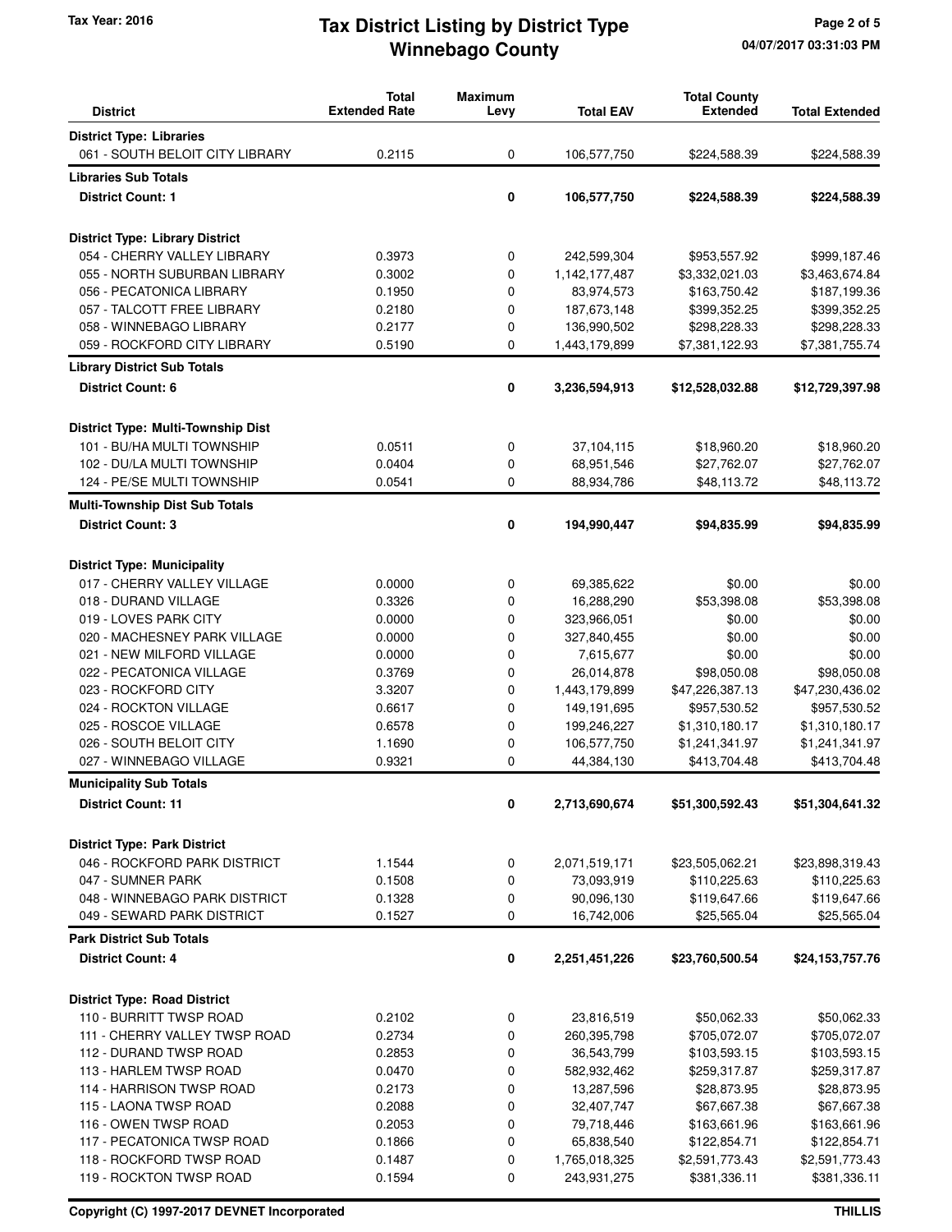# Tax District Listing by District Type
## Winnebago County

Tax Year: 2016

| District | Total Extended Rate | Maximum Levy | Total EAV | Total County Extended | Total Extended |
|---|---|---|---|---|---|
| **District Type: Libraries** | | | | | |
| 061 - SOUTH BELOIT CITY LIBRARY | 0.2115 | 0 | 106,577,750 | $224,588.39 | $224,588.39 |
| **Libraries Sub Totals** | | | | | |
| **District Count: 1** | | **0** | **106,577,750** | **$224,588.39** | **$224,588.39** |
| **District Type: Library District** | | | | | |
| 054 - CHERRY VALLEY LIBRARY | 0.3973 | 0 | 242,599,304 | $953,557.92 | $999,187.46 |
| 055 - NORTH SUBURBAN LIBRARY | 0.3002 | 0 | 1,142,177,487 | $3,332,021.03 | $3,463,674.84 |
| 056 - PECATONICA LIBRARY | 0.1950 | 0 | 83,974,573 | $163,750.42 | $187,199.36 |
| 057 - TALCOTT FREE LIBRARY | 0.2180 | 0 | 187,673,148 | $399,352.25 | $399,352.25 |
| 058 - WINNEBAGO LIBRARY | 0.2177 | 0 | 136,990,502 | $298,228.33 | $298,228.33 |
| 059 - ROCKFORD CITY LIBRARY | 0.5190 | 0 | 1,443,179,899 | $7,381,122.93 | $7,381,755.74 |
| **Library District Sub Totals** | | | | | |
| **District Count: 6** | | **0** | **3,236,594,913** | **$12,528,032.88** | **$12,729,397.98** |
| **District Type: Multi-Township Dist** | | | | | |
| 101 - BU/HA MULTI TOWNSHIP | 0.0511 | 0 | 37,104,115 | $18,960.20 | $18,960.20 |
| 102 - DU/LA MULTI TOWNSHIP | 0.0404 | 0 | 68,951,546 | $27,762.07 | $27,762.07 |
| 124 - PE/SE MULTI TOWNSHIP | 0.0541 | 0 | 88,934,786 | $48,113.72 | $48,113.72 |
| **Multi-Township Dist Sub Totals** | | | | | |
| **District Count: 3** | | **0** | **194,990,447** | **$94,835.99** | **$94,835.99** |
| **District Type: Municipality** | | | | | |
| 017 - CHERRY VALLEY VILLAGE | 0.0000 | 0 | 69,385,622 | $0.00 | $0.00 |
| 018 - DURAND VILLAGE | 0.3326 | 0 | 16,288,290 | $53,398.08 | $53,398.08 |
| 019 - LOVES PARK CITY | 0.0000 | 0 | 323,966,051 | $0.00 | $0.00 |
| 020 - MACHESNEY PARK VILLAGE | 0.0000 | 0 | 327,840,455 | $0.00 | $0.00 |
| 021 - NEW MILFORD VILLAGE | 0.0000 | 0 | 7,615,677 | $0.00 | $0.00 |
| 022 - PECATONICA VILLAGE | 0.3769 | 0 | 26,014,878 | $98,050.08 | $98,050.08 |
| 023 - ROCKFORD CITY | 3.3207 | 0 | 1,443,179,899 | $47,226,387.13 | $47,230,436.02 |
| 024 - ROCKTON VILLAGE | 0.6617 | 0 | 149,191,695 | $957,530.52 | $957,530.52 |
| 025 - ROSCOE VILLAGE | 0.6578 | 0 | 199,246,227 | $1,310,180.17 | $1,310,180.17 |
| 026 - SOUTH BELOIT CITY | 1.1690 | 0 | 106,577,750 | $1,241,341.97 | $1,241,341.97 |
| 027 - WINNEBAGO VILLAGE | 0.9321 | 0 | 44,384,130 | $413,704.48 | $413,704.48 |
| **Municipality Sub Totals** | | | | | |
| **District Count: 11** | | **0** | **2,713,690,674** | **$51,300,592.43** | **$51,304,641.32** |
| **District Type: Park District** | | | | | |
| 046 - ROCKFORD PARK DISTRICT | 1.1544 | 0 | 2,071,519,171 | $23,505,062.21 | $23,898,319.43 |
| 047 - SUMNER PARK | 0.1508 | 0 | 73,093,919 | $110,225.63 | $110,225.63 |
| 048 - WINNEBAGO PARK DISTRICT | 0.1328 | 0 | 90,096,130 | $119,647.66 | $119,647.66 |
| 049 - SEWARD PARK DISTRICT | 0.1527 | 0 | 16,742,006 | $25,565.04 | $25,565.04 |
| **Park District Sub Totals** | | | | | |
| **District Count: 4** | | **0** | **2,251,451,226** | **$23,760,500.54** | **$24,153,757.76** |
| **District Type: Road District** | | | | | |
| 110 - BURRITT TWSP ROAD | 0.2102 | 0 | 23,816,519 | $50,062.33 | $50,062.33 |
| 111 - CHERRY VALLEY TWSP ROAD | 0.2734 | 0 | 260,395,798 | $705,072.07 | $705,072.07 |
| 112 - DURAND TWSP ROAD | 0.2853 | 0 | 36,543,799 | $103,593.15 | $103,593.15 |
| 113 - HARLEM TWSP ROAD | 0.0470 | 0 | 582,932,462 | $259,317.87 | $259,317.87 |
| 114 - HARRISON TWSP ROAD | 0.2173 | 0 | 13,287,596 | $28,873.95 | $28,873.95 |
| 115 - LAONA TWSP ROAD | 0.2088 | 0 | 32,407,747 | $67,667.38 | $67,667.38 |
| 116 - OWEN TWSP ROAD | 0.2053 | 0 | 79,718,446 | $163,661.96 | $163,661.96 |
| 117 - PECATONICA TWSP ROAD | 0.1866 | 0 | 65,838,540 | $122,854.71 | $122,854.71 |
| 118 - ROCKFORD TWSP ROAD | 0.1487 | 0 | 1,765,018,325 | $2,591,773.43 | $2,591,773.43 |
| 119 - ROCKTON TWSP ROAD | 0.1594 | 0 | 243,931,275 | $381,336.11 | $381,336.11 |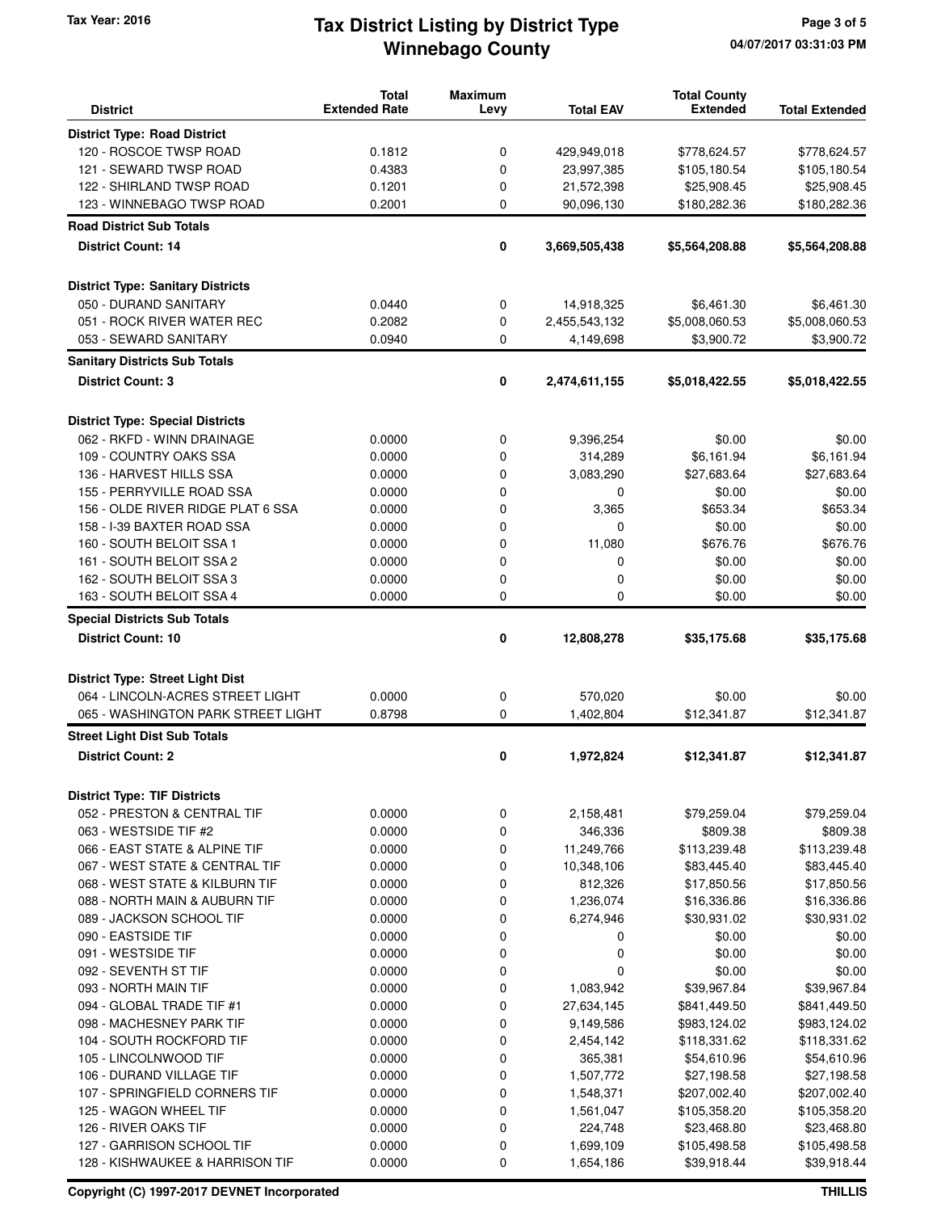# Tax District Listing by District Type
## Winnebago County

Tax Year: 2016

| District | Total Extended Rate | Maximum Levy | Total EAV | Total County Extended | Total Extended |
|---|---|---|---|---|---|
| **District Type: Road District** | | | | | |
| 120 - ROSCOE TWSP ROAD | 0.1812 | 0 | 429,949,018 | $778,624.57 | $778,624.57 |
| 121 - SEWARD TWSP ROAD | 0.4383 | 0 | 23,997,385 | $105,180.54 | $105,180.54 |
| 122 - SHIRLAND TWSP ROAD | 0.1201 | 0 | 21,572,398 | $25,908.45 | $25,908.45 |
| 123 - WINNEBAGO TWSP ROAD | 0.2001 | 0 | 90,096,130 | $180,282.36 | $180,282.36 |
| **Road District Sub Totals** | | | | | |
| **District Count: 14** | | **0** | **3,669,505,438** | **$5,564,208.88** | **$5,564,208.88** |
| **District Type: Sanitary Districts** | | | | | |
| 050 - DURAND SANITARY | 0.0440 | 0 | 14,918,325 | $6,461.30 | $6,461.30 |
| 051 - ROCK RIVER WATER REC | 0.2082 | 0 | 2,455,543,132 | $5,008,060.53 | $5,008,060.53 |
| 053 - SEWARD SANITARY | 0.0940 | 0 | 4,149,698 | $3,900.72 | $3,900.72 |
| **Sanitary Districts Sub Totals** | | | | | |
| **District Count: 3** | | **0** | **2,474,611,155** | **$5,018,422.55** | **$5,018,422.55** |
| **District Type: Special Districts** | | | | | |
| 062 - RKFD - WINN DRAINAGE | 0.0000 | 0 | 9,396,254 | $0.00 | $0.00 |
| 109 - COUNTRY OAKS SSA | 0.0000 | 0 | 314,289 | $6,161.94 | $6,161.94 |
| 136 - HARVEST HILLS SSA | 0.0000 | 0 | 3,083,290 | $27,683.64 | $27,683.64 |
| 155 - PERRYVILLE ROAD SSA | 0.0000 | 0 | 0 | $0.00 | $0.00 |
| 156 - OLDE RIVER RIDGE PLAT 6 SSA | 0.0000 | 0 | 3,365 | $653.34 | $653.34 |
| 158 - I-39 BAXTER ROAD SSA | 0.0000 | 0 | 0 | $0.00 | $0.00 |
| 160 - SOUTH BELOIT SSA 1 | 0.0000 | 0 | 11,080 | $676.76 | $676.76 |
| 161 - SOUTH BELOIT SSA 2 | 0.0000 | 0 | 0 | $0.00 | $0.00 |
| 162 - SOUTH BELOIT SSA 3 | 0.0000 | 0 | 0 | $0.00 | $0.00 |
| 163 - SOUTH BELOIT SSA 4 | 0.0000 | 0 | 0 | $0.00 | $0.00 |
| **Special Districts Sub Totals** | | | | | |
| **District Count: 10** | | **0** | **12,808,278** | **$35,175.68** | **$35,175.68** |
| **District Type: Street Light Dist** | | | | | |
| 064 - LINCOLN-ACRES STREET LIGHT | 0.0000 | 0 | 570,020 | $0.00 | $0.00 |
| 065 - WASHINGTON PARK STREET LIGHT | 0.8798 | 0 | 1,402,804 | $12,341.87 | $12,341.87 |
| **Street Light Dist Sub Totals** | | | | | |
| **District Count: 2** | | **0** | **1,972,824** | **$12,341.87** | **$12,341.87** |
| **District Type: TIF Districts** | | | | | |
| 052 - PRESTON & CENTRAL TIF | 0.0000 | 0 | 2,158,481 | $79,259.04 | $79,259.04 |
| 063 - WESTSIDE TIF #2 | 0.0000 | 0 | 346,336 | $809.38 | $809.38 |
| 066 - EAST STATE & ALPINE TIF | 0.0000 | 0 | 11,249,766 | $113,239.48 | $113,239.48 |
| 067 - WEST STATE & CENTRAL TIF | 0.0000 | 0 | 10,348,106 | $83,445.40 | $83,445.40 |
| 068 - WEST STATE & KILBURN TIF | 0.0000 | 0 | 812,326 | $17,850.56 | $17,850.56 |
| 088 - NORTH MAIN & AUBURN TIF | 0.0000 | 0 | 1,236,074 | $16,336.86 | $16,336.86 |
| 089 - JACKSON SCHOOL TIF | 0.0000 | 0 | 6,274,946 | $30,931.02 | $30,931.02 |
| 090 - EASTSIDE TIF | 0.0000 | 0 | 0 | $0.00 | $0.00 |
| 091 - WESTSIDE TIF | 0.0000 | 0 | 0 | $0.00 | $0.00 |
| 092 - SEVENTH ST TIF | 0.0000 | 0 | 0 | $0.00 | $0.00 |
| 093 - NORTH MAIN TIF | 0.0000 | 0 | 1,083,942 | $39,967.84 | $39,967.84 |
| 094 - GLOBAL TRADE TIF #1 | 0.0000 | 0 | 27,634,145 | $841,449.50 | $841,449.50 |
| 098 - MACHESNEY PARK TIF | 0.0000 | 0 | 9,149,586 | $983,124.02 | $983,124.02 |
| 104 - SOUTH ROCKFORD TIF | 0.0000 | 0 | 2,454,142 | $118,331.62 | $118,331.62 |
| 105 - LINCOLNWOOD TIF | 0.0000 | 0 | 365,381 | $54,610.96 | $54,610.96 |
| 106 - DURAND VILLAGE TIF | 0.0000 | 0 | 1,507,772 | $27,198.58 | $27,198.58 |
| 107 - SPRINGFIELD CORNERS TIF | 0.0000 | 0 | 1,548,371 | $207,002.40 | $207,002.40 |
| 125 - WAGON WHEEL TIF | 0.0000 | 0 | 1,561,047 | $105,358.20 | $105,358.20 |
| 126 - RIVER OAKS TIF | 0.0000 | 0 | 224,748 | $23,468.80 | $23,468.80 |
| 127 - GARRISON SCHOOL TIF | 0.0000 | 0 | 1,699,109 | $105,498.58 | $105,498.58 |
| 128 - KISHWAUKEE & HARRISON TIF | 0.0000 | 0 | 1,654,186 | $39,918.44 | $39,918.44 |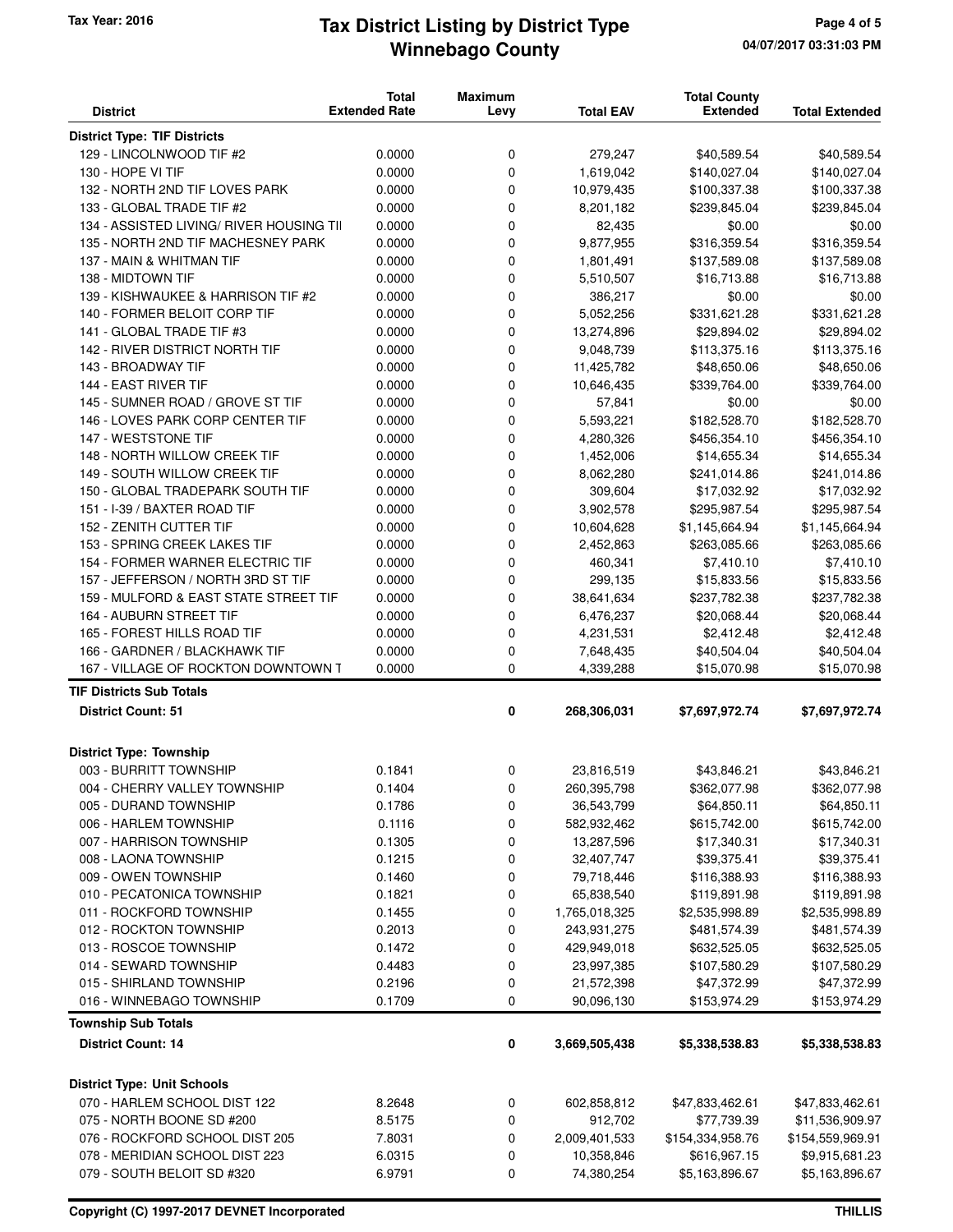Tax Year: 2016

# Tax District Listing by District Type
## Winnebago County

04/07/2017 03:31:03 PM

| District | Total Extended Rate | Maximum Levy | Total EAV | Total County Extended | Total Extended |
|---|---|---|---|---|---|
| **District Type: TIF Districts** | | | | | |
| 129 - LINCOLNWOOD TIF #2 | 0.0000 | 0 | 279,247 | $40,589.54 | $40,589.54 |
| 130 - HOPE VI TIF | 0.0000 | 0 | 1,619,042 | $140,027.04 | $140,027.04 |
| 132 - NORTH 2ND TIF LOVES PARK | 0.0000 | 0 | 10,979,435 | $100,337.38 | $100,337.38 |
| 133 - GLOBAL TRADE TIF #2 | 0.0000 | 0 | 8,201,182 | $239,845.04 | $239,845.04 |
| 134 - ASSISTED LIVING/ RIVER HOUSING TII | 0.0000 | 0 | 82,435 | $0.00 | $0.00 |
| 135 - NORTH 2ND TIF MACHESNEY PARK | 0.0000 | 0 | 9,877,955 | $316,359.54 | $316,359.54 |
| 137 - MAIN & WHITMAN TIF | 0.0000 | 0 | 1,801,491 | $137,589.08 | $137,589.08 |
| 138 - MIDTOWN TIF | 0.0000 | 0 | 5,510,507 | $16,713.88 | $16,713.88 |
| 139 - KISHWAUKEE & HARRISON TIF #2 | 0.0000 | 0 | 386,217 | $0.00 | $0.00 |
| 140 - FORMER BELOIT CORP TIF | 0.0000 | 0 | 5,052,256 | $331,621.28 | $331,621.28 |
| 141 - GLOBAL TRADE TIF #3 | 0.0000 | 0 | 13,274,896 | $29,894.02 | $29,894.02 |
| 142 - RIVER DISTRICT NORTH TIF | 0.0000 | 0 | 9,048,739 | $113,375.16 | $113,375.16 |
| 143 - BROADWAY TIF | 0.0000 | 0 | 11,425,782 | $48,650.06 | $48,650.06 |
| 144 - EAST RIVER TIF | 0.0000 | 0 | 10,646,435 | $339,764.00 | $339,764.00 |
| 145 - SUMNER ROAD / GROVE ST TIF | 0.0000 | 0 | 57,841 | $0.00 | $0.00 |
| 146 - LOVES PARK CORP CENTER TIF | 0.0000 | 0 | 5,593,221 | $182,528.70 | $182,528.70 |
| 147 - WESTSTONE TIF | 0.0000 | 0 | 4,280,326 | $456,354.10 | $456,354.10 |
| 148 - NORTH WILLOW CREEK TIF | 0.0000 | 0 | 1,452,006 | $14,655.34 | $14,655.34 |
| 149 - SOUTH WILLOW CREEK TIF | 0.0000 | 0 | 8,062,280 | $241,014.86 | $241,014.86 |
| 150 - GLOBAL TRADEPARK SOUTH TIF | 0.0000 | 0 | 309,604 | $17,032.92 | $17,032.92 |
| 151 - I-39 / BAXTER ROAD TIF | 0.0000 | 0 | 3,902,578 | $295,987.54 | $295,987.54 |
| 152 - ZENITH CUTTER TIF | 0.0000 | 0 | 10,604,628 | $1,145,664.94 | $1,145,664.94 |
| 153 - SPRING CREEK LAKES TIF | 0.0000 | 0 | 2,452,863 | $263,085.66 | $263,085.66 |
| 154 - FORMER WARNER ELECTRIC TIF | 0.0000 | 0 | 460,341 | $7,410.10 | $7,410.10 |
| 157 - JEFFERSON / NORTH 3RD ST TIF | 0.0000 | 0 | 299,135 | $15,833.56 | $15,833.56 |
| 159 - MULFORD & EAST STATE STREET TIF | 0.0000 | 0 | 38,641,634 | $237,782.38 | $237,782.38 |
| 164 - AUBURN STREET TIF | 0.0000 | 0 | 6,476,237 | $20,068.44 | $20,068.44 |
| 165 - FOREST HILLS ROAD TIF | 0.0000 | 0 | 4,231,531 | $2,412.48 | $2,412.48 |
| 166 - GARDNER / BLACKHAWK TIF | 0.0000 | 0 | 7,648,435 | $40,504.04 | $40,504.04 |
| 167 - VILLAGE OF ROCKTON DOWNTOWN T | 0.0000 | 0 | 4,339,288 | $15,070.98 | $15,070.98 |
| **TIF Districts Sub Totals** | | | | | |
| **District Count: 51** | | **0** | **268,306,031** | **$7,697,972.74** | **$7,697,972.74** |
| **District Type: Township** | | | | | |
| 003 - BURRITT TOWNSHIP | 0.1841 | 0 | 23,816,519 | $43,846.21 | $43,846.21 |
| 004 - CHERRY VALLEY TOWNSHIP | 0.1404 | 0 | 260,395,798 | $362,077.98 | $362,077.98 |
| 005 - DURAND TOWNSHIP | 0.1786 | 0 | 36,543,799 | $64,850.11 | $64,850.11 |
| 006 - HARLEM TOWNSHIP | 0.1116 | 0 | 582,932,462 | $615,742.00 | $615,742.00 |
| 007 - HARRISON TOWNSHIP | 0.1305 | 0 | 13,287,596 | $17,340.31 | $17,340.31 |
| 008 - LAONA TOWNSHIP | 0.1215 | 0 | 32,407,747 | $39,375.41 | $39,375.41 |
| 009 - OWEN TOWNSHIP | 0.1460 | 0 | 79,718,446 | $116,388.93 | $116,388.93 |
| 010 - PECATONICA TOWNSHIP | 0.1821 | 0 | 65,838,540 | $119,891.98 | $119,891.98 |
| 011 - ROCKFORD TOWNSHIP | 0.1455 | 0 | 1,765,018,325 | $2,535,998.89 | $2,535,998.89 |
| 012 - ROCKTON TOWNSHIP | 0.2013 | 0 | 243,931,275 | $481,574.39 | $481,574.39 |
| 013 - ROSCOE TOWNSHIP | 0.1472 | 0 | 429,949,018 | $632,525.05 | $632,525.05 |
| 014 - SEWARD TOWNSHIP | 0.4483 | 0 | 23,997,385 | $107,580.29 | $107,580.29 |
| 015 - SHIRLAND TOWNSHIP | 0.2196 | 0 | 21,572,398 | $47,372.99 | $47,372.99 |
| 016 - WINNEBAGO TOWNSHIP | 0.1709 | 0 | 90,096,130 | $153,974.29 | $153,974.29 |
| **Township Sub Totals** | | | | | |
| **District Count: 14** | | **0** | **3,669,505,438** | **$5,338,538.83** | **$5,338,538.83** |
| **District Type: Unit Schools** | | | | | |
| 070 - HARLEM SCHOOL DIST 122 | 8.2648 | 0 | 602,858,812 | $47,833,462.61 | $47,833,462.61 |
| 075 - NORTH BOONE SD #200 | 8.5175 | 0 | 912,702 | $77,739.39 | $11,536,909.97 |
| 076 - ROCKFORD SCHOOL DIST 205 | 7.8031 | 0 | 2,009,401,533 | $154,334,958.76 | $154,559,969.91 |
| 078 - MERIDIAN SCHOOL DIST 223 | 6.0315 | 0 | 10,358,846 | $616,967.15 | $9,915,681.23 |
| 079 - SOUTH BELOIT SD #320 | 6.9791 | 0 | 74,380,254 | $5,163,896.67 | $5,163,896.67 |

Copyright (C) 1997-2017 DEVNET Incorporated — THILLIS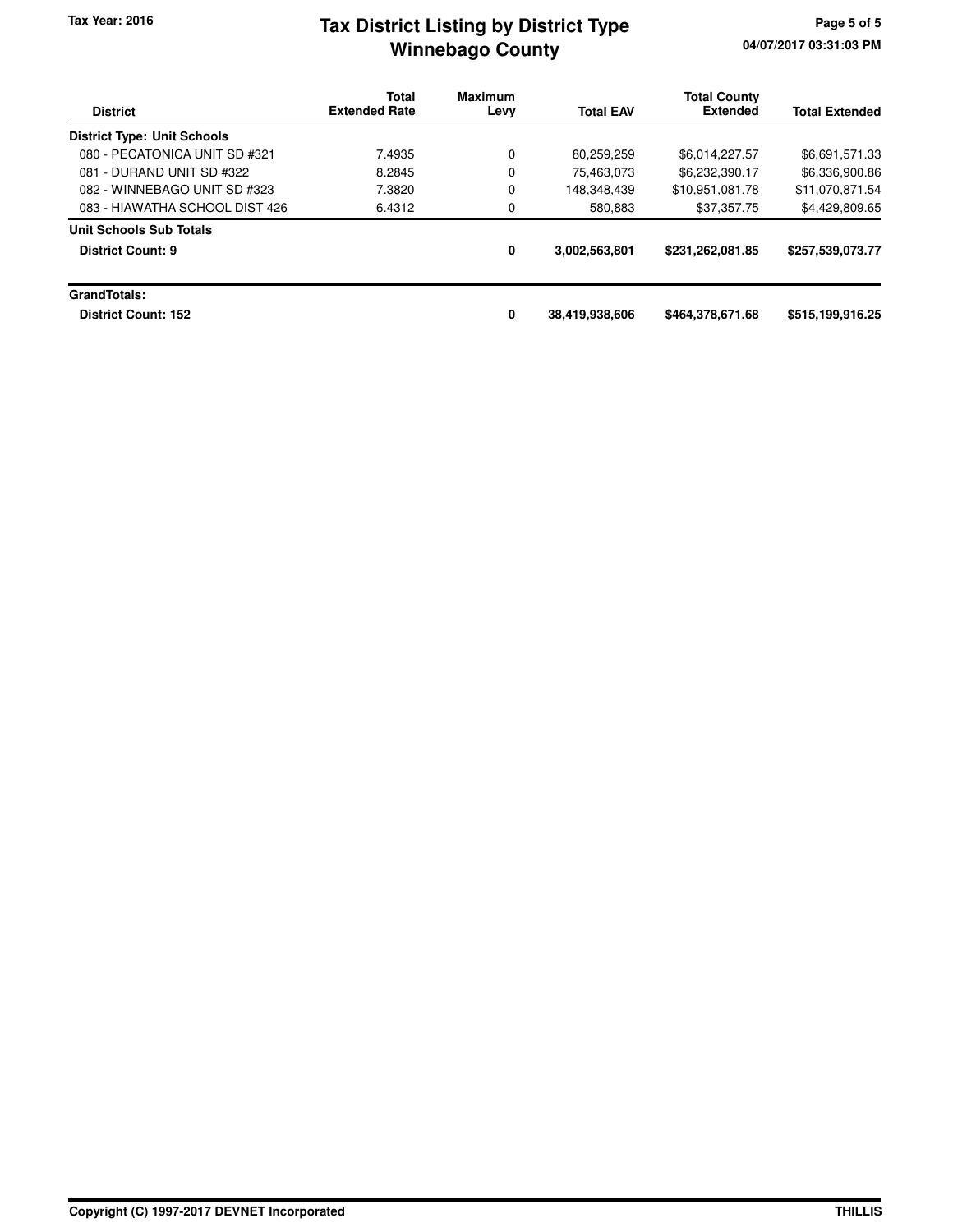# Tax District Listing by District Type
## Winnebago County

Tax Year: 2016

| District | Total Extended Rate | Maximum Levy | Total EAV | Total County Extended | Total Extended |
|---|---|---|---|---|---|
| **District Type: Unit Schools** | | | | | |
| 080 - PECATONICA UNIT SD #321 | 7.4935 | 0 | 80,259,259 | $6,014,227.57 | $6,691,571.33 |
| 081 - DURAND UNIT SD #322 | 8.2845 | 0 | 75,463,073 | $6,232,390.17 | $6,336,900.86 |
| 082 - WINNEBAGO UNIT SD #323 | 7.3820 | 0 | 148,348,439 | $10,951,081.78 | $11,070,871.54 |
| 083 - HIAWATHA SCHOOL DIST 426 | 6.4312 | 0 | 580,883 | $37,357.75 | $4,429,809.65 |
| **Unit Schools Sub Totals** | | | | | |
| **District Count: 9** | | **0** | **3,002,563,801** | **$231,262,081.85** | **$257,539,073.77** |
| **GrandTotals:** | | | | | |
| **District Count: 152** | | **0** | **38,419,938,606** | **$464,378,671.68** | **$515,199,916.25** |

Copyright (C) 1997-2017 DEVNET Incorporated

THILLIS